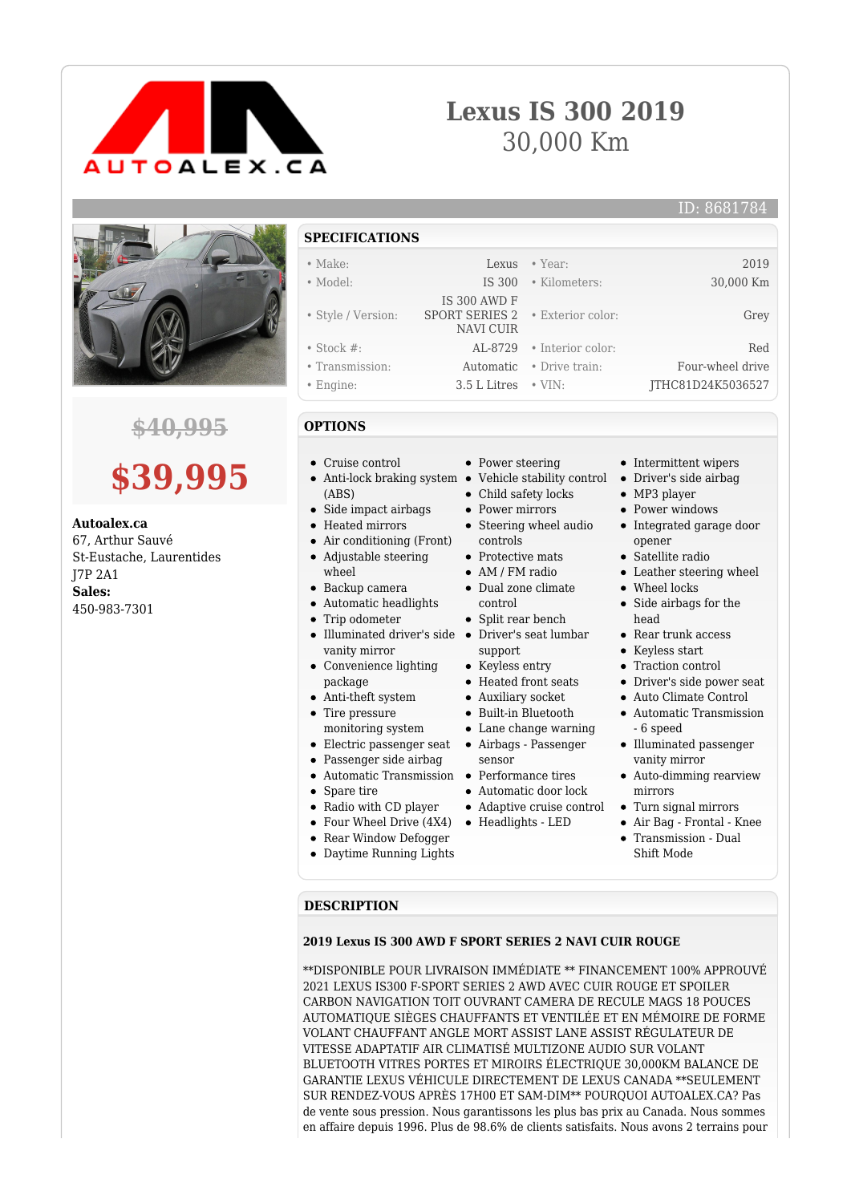# Lexus IS 300 2019

30,000 Km

ID: 8681784

~~$40,995~~

**$39,995**

**Autoalex.ca**
67, Arthur Sauvé
St-Eustache, Laurentides
J7P 2A1
**Sales:**
450-983-7301

## SPECIFICATIONS

| | | | |
|---|---|---|---|
| • Make: | Lexus | • Year: | 2019 |
| • Model: | IS 300 | • Kilometers: | 30,000 Km |
| • Style / Version: | IS 300 AWD F SPORT SERIES 2 NAVI CUIR | • Exterior color: | Grey |
| • Stock #: | AL-8729 | • Interior color: | Red |
| • Transmission: | Automatic | • Drive train: | Four-wheel drive |
| • Engine: | 3.5 L Litres | • VIN: | JTHC81D24K5036527 |

## OPTIONS

- Cruise control
- Anti-lock braking system (ABS)
- Side impact airbags
- Heated mirrors
- Air conditioning (Front)
- Adjustable steering wheel
- Backup camera
- Automatic headlights
- Trip odometer
- Illuminated driver's side vanity mirror
- Convenience lighting package
- Anti-theft system
- Tire pressure monitoring system
- Electric passenger seat
- Passenger side airbag
- Automatic Transmission
- Spare tire
- Radio with CD player
- Four Wheel Drive (4X4)
- Rear Window Defogger
- Daytime Running Lights
- Power steering
- Vehicle stability control
- Child safety locks
- Power mirrors
- Steering wheel audio controls
- Protective mats
- AM / FM radio
- Dual zone climate control
- Split rear bench
- Driver's seat lumbar support
- Keyless entry
- Heated front seats
- Auxiliary socket
- Built-in Bluetooth
- Lane change warning
- Airbags - Passenger sensor
- Performance tires
- Automatic door lock
- Adaptive cruise control
- Headlights - LED
- Intermittent wipers
- Driver's side airbag
- MP3 player
- Power windows
- Integrated garage door opener
- Satellite radio
- Leather steering wheel
- Wheel locks
- Side airbags for the head
- Rear trunk access
- Keyless start
- Traction control
- Driver's side power seat
- Auto Climate Control
- Automatic Transmission - 6 speed
- Illuminated passenger vanity mirror
- Auto-dimming rearview mirrors
- Turn signal mirrors
- Air Bag - Frontal - Knee
- Transmission - Dual Shift Mode

## DESCRIPTION

**2019 Lexus IS 300 AWD F SPORT SERIES 2 NAVI CUIR ROUGE**

**DISPONIBLE POUR LIVRAISON IMMÉDIATE ** FINANCEMENT 100% APPROUVÉ 2021 LEXUS IS300 F-SPORT SERIES 2 AWD AVEC CUIR ROUGE ET SPOILER CARBON NAVIGATION TOIT OUVRANT CAMERA DE RECULE MAGS 18 POUCES AUTOMATIQUE SIÈGES CHAUFFANTS ET VENTILÉE ET EN MÉMOIRE DE FORME VOLANT CHAUFFANT ANGLE MORT ASSIST LANE ASSIST RÉGULATEUR DE VITESSE ADAPTATIF AIR CLIMATISÉ MULTIZONE AUDIO SUR VOLANT BLUETOOTH VITRES PORTES ET MIROIRS ÉLECTRIQUE 30,000KM BALANCE DE GARANTIE LEXUS VÉHICULE DIRECTEMENT DE LEXUS CANADA **SEULEMENT SUR RENDEZ-VOUS APRÈS 17H00 ET SAM-DIM** POURQUOI AUTOALEX.CA? Pas de vente sous pression. Nous garantissons les plus bas prix au Canada. Nous sommes en affaire depuis 1996. Plus de 98.6% de clients satisfaits. Nous avons 2 terrains pour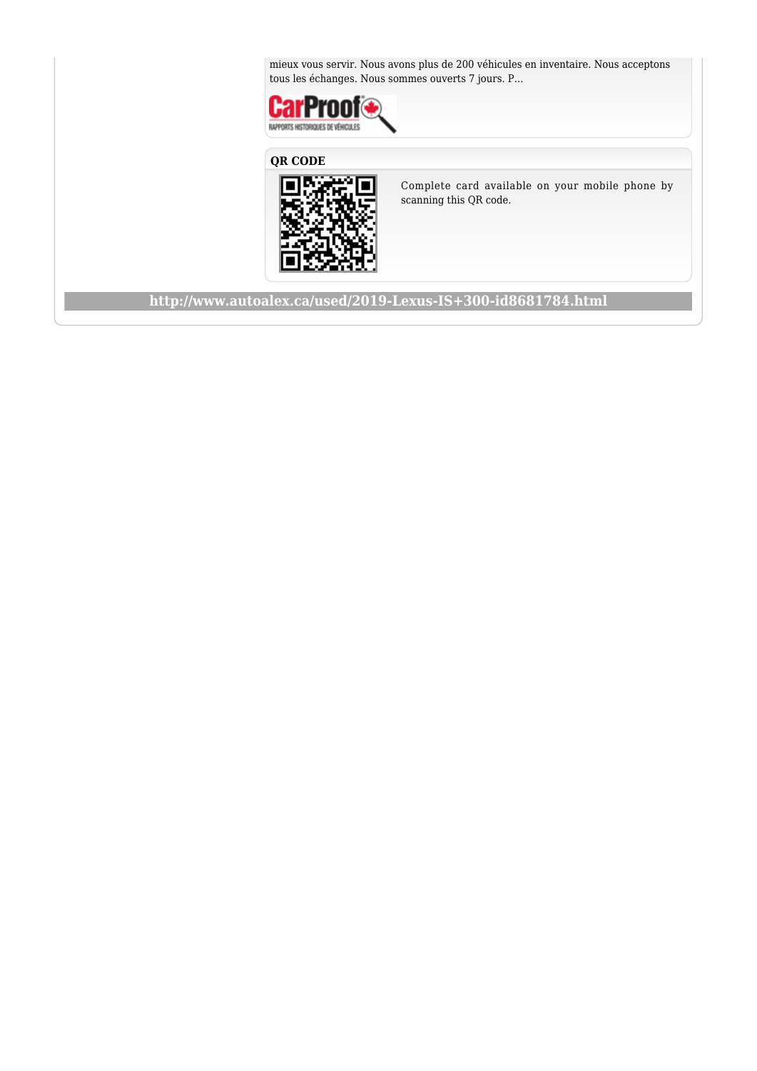mieux vous servir. Nous avons plus de 200 véhicules en inventaire. Nous acceptons tous les échanges. Nous sommes ouverts 7 jours. P...

CarProof
RAPPORTS HISTORIQUES DE VÉHICULES

**QR CODE**

Complete card available on your mobile phone by scanning this QR code.

**http://www.autoalex.ca/used/2019-Lexus-IS+300-id8681784.html**